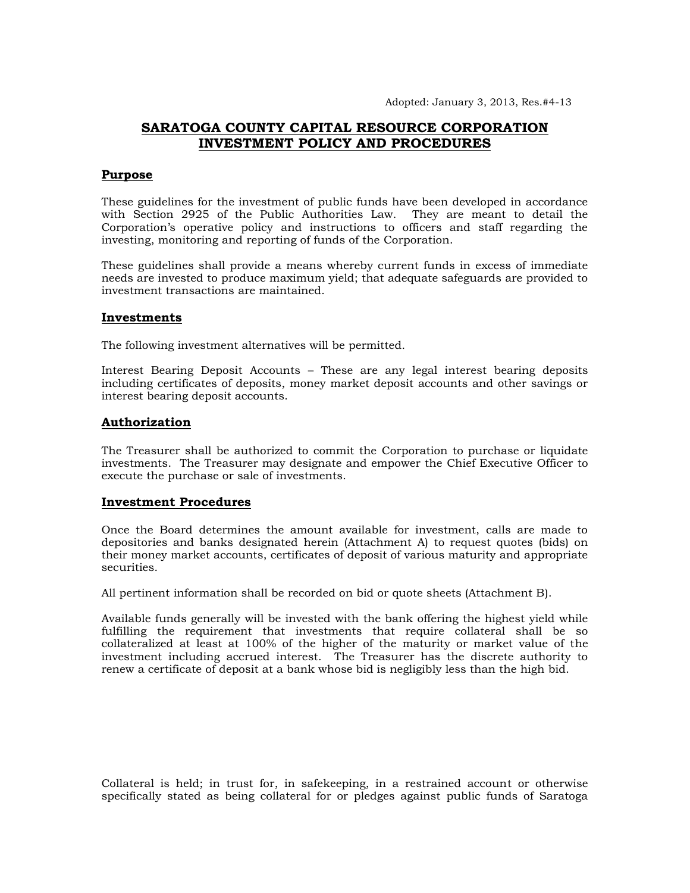Adopted: January 3, 2013, Res.#4-13

# SARATOGA COUNTY CAPITAL RESOURCE CORPORATION
# INVESTMENT POLICY AND PROCEDURES

## Purpose

These guidelines for the investment of public funds have been developed in accordance with Section 2925 of the Public Authorities Law. They are meant to detail the Corporation's operative policy and instructions to officers and staff regarding the investing, monitoring and reporting of funds of the Corporation.

These guidelines shall provide a means whereby current funds in excess of immediate needs are invested to produce maximum yield; that adequate safeguards are provided to investment transactions are maintained.

## Investments

The following investment alternatives will be permitted.

Interest Bearing Deposit Accounts – These are any legal interest bearing deposits including certificates of deposits, money market deposit accounts and other savings or interest bearing deposit accounts.

## Authorization

The Treasurer shall be authorized to commit the Corporation to purchase or liquidate investments. The Treasurer may designate and empower the Chief Executive Officer to execute the purchase or sale of investments.

## Investment Procedures

Once the Board determines the amount available for investment, calls are made to depositories and banks designated herein (Attachment A) to request quotes (bids) on their money market accounts, certificates of deposit of various maturity and appropriate securities.

All pertinent information shall be recorded on bid or quote sheets (Attachment B).

Available funds generally will be invested with the bank offering the highest yield while fulfilling the requirement that investments that require collateral shall be so collateralized at least at 100% of the higher of the maturity or market value of the investment including accrued interest. The Treasurer has the discrete authority to renew a certificate of deposit at a bank whose bid is negligibly less than the high bid.

Collateral is held; in trust for, in safekeeping, in a restrained account or otherwise specifically stated as being collateral for or pledges against public funds of Saratoga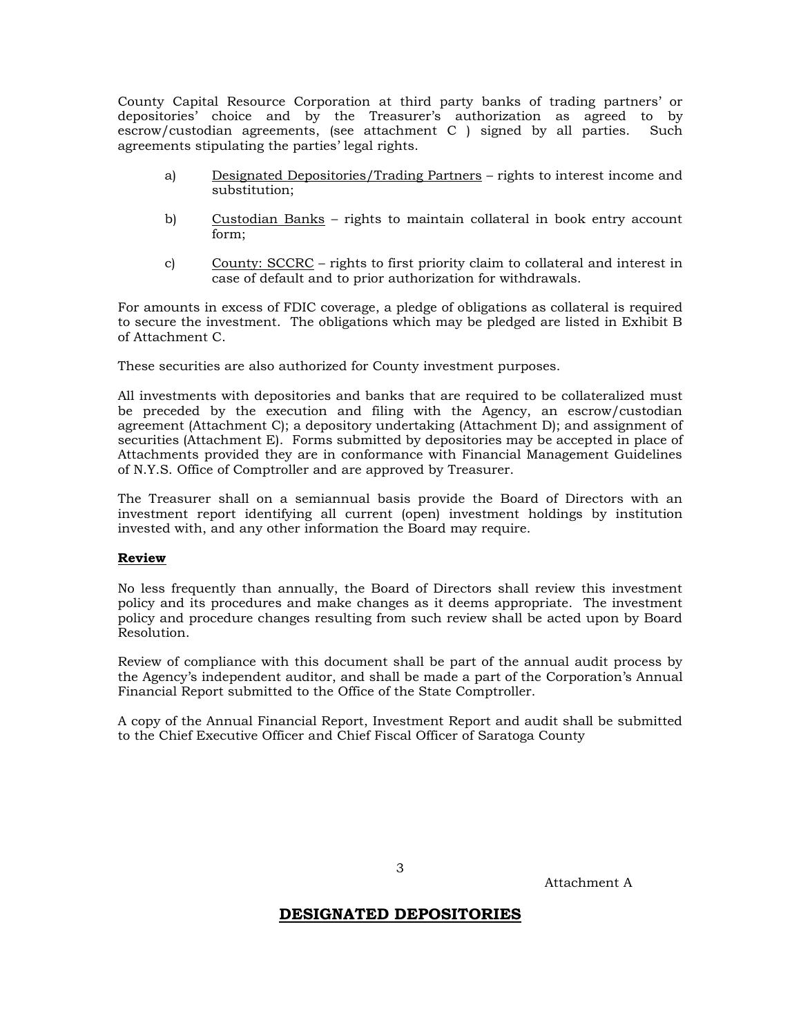County Capital Resource Corporation at third party banks of trading partners' or depositories' choice and by the Treasurer's authorization as agreed to by escrow/custodian agreements, (see attachment C ) signed by all parties. Such agreements stipulating the parties' legal rights.

a) Designated Depositories/Trading Partners – rights to interest income and substitution;

b) Custodian Banks – rights to maintain collateral in book entry account form;

c) County: SCCRC – rights to first priority claim to collateral and interest in case of default and to prior authorization for withdrawals.

For amounts in excess of FDIC coverage, a pledge of obligations as collateral is required to secure the investment. The obligations which may be pledged are listed in Exhibit B of Attachment C.

These securities are also authorized for County investment purposes.

All investments with depositories and banks that are required to be collateralized must be preceded by the execution and filing with the Agency, an escrow/custodian agreement (Attachment C); a depository undertaking (Attachment D); and assignment of securities (Attachment E). Forms submitted by depositories may be accepted in place of Attachments provided they are in conformance with Financial Management Guidelines of N.Y.S. Office of Comptroller and are approved by Treasurer.

The Treasurer shall on a semiannual basis provide the Board of Directors with an investment report identifying all current (open) investment holdings by institution invested with, and any other information the Board may require.

**Review**

No less frequently than annually, the Board of Directors shall review this investment policy and its procedures and make changes as it deems appropriate. The investment policy and procedure changes resulting from such review shall be acted upon by Board Resolution.

Review of compliance with this document shall be part of the annual audit process by the Agency's independent auditor, and shall be made a part of the Corporation's Annual Financial Report submitted to the Office of the State Comptroller.

A copy of the Annual Financial Report, Investment Report and audit shall be submitted to the Chief Executive Officer and Chief Fiscal Officer of Saratoga County

Attachment A

## DESIGNATED DEPOSITORIES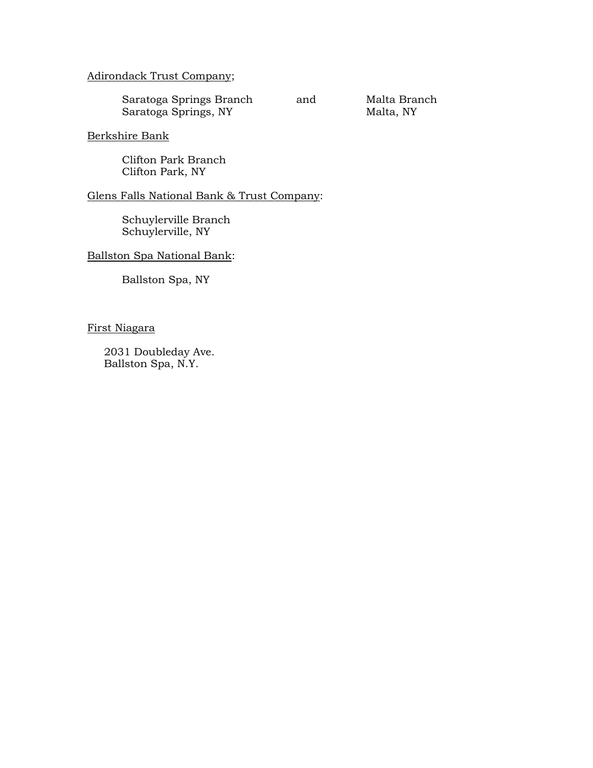<u>Adirondack Trust Company</u>;

| | | |
|---|---|---|
| Saratoga Springs Branch<br>Saratoga Springs, NY | and | Malta Branch<br>Malta, NY |

<u>Berkshire Bank</u>

Clifton Park Branch
Clifton Park, NY

<u>Glens Falls National Bank & Trust Company</u>:

Schuylerville Branch
Schuylerville, NY

<u>Ballston Spa National Bank</u>:

Ballston Spa, NY

<u>First Niagara</u>

2031 Doubleday Ave.
Ballston Spa, N.Y.